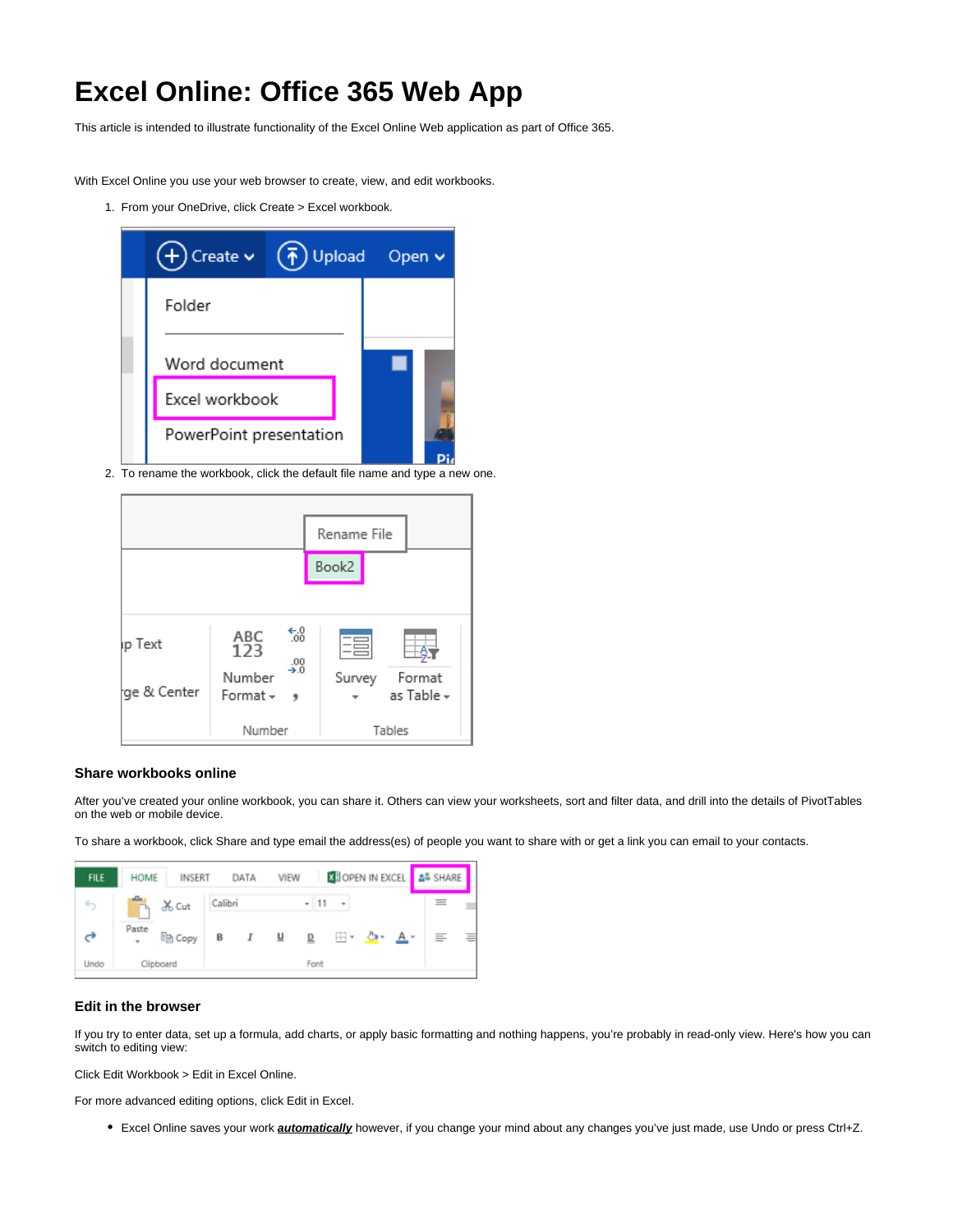# Excel Online: Office 365 Web App

This article is intended to illustrate functionality of the Excel Online Web application as part of Office 365.

With Excel Online you use your web browser to create, view, and edit workbooks.

1. From your OneDrive, click Create > Excel workbook.
2. To rename the workbook, click the default file name and type a new one.

### Share workbooks online

After you've created your online workbook, you can share it. Others can view your worksheets, sort and filter data, and drill into the details of PivotTables on the web or mobile device.

To share a workbook, click Share and type email the address(es) of people you want to share with or get a link you can email to your contacts.

### Edit in the browser

If you try to enter data, set up a formula, add charts, or apply basic formatting and nothing happens, you're probably in read-only view. Here's how you can switch to editing view:

Click Edit Workbook > Edit in Excel Online.

For more advanced editing options, click Edit in Excel.

- Excel Online saves your work ***automatically*** however, if you change your mind about any changes you've just made, use Undo or press Ctrl+Z.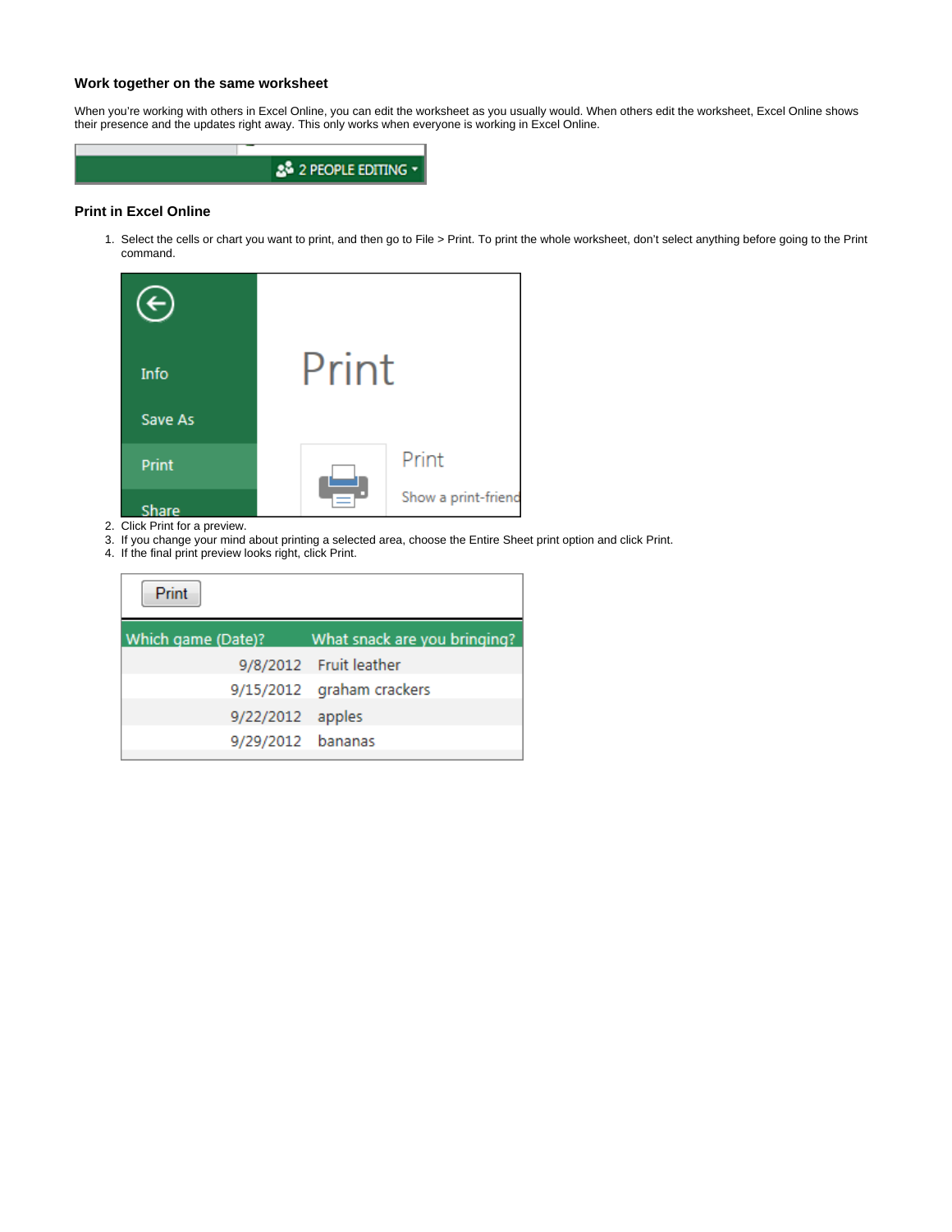### Work together on the same worksheet

When you're working with others in Excel Online, you can edit the worksheet as you usually would. When others edit the worksheet, Excel Online shows their presence and the updates right away. This only works when everyone is working in Excel Online.

### Print in Excel Online

1. Select the cells or chart you want to print, and then go to File > Print. To print the whole worksheet, don't select anything before going to the Print command.
2. Click Print for a preview.
3. If you change your mind about printing a selected area, choose the Entire Sheet print option and click Print.
4. If the final print preview looks right, click Print.